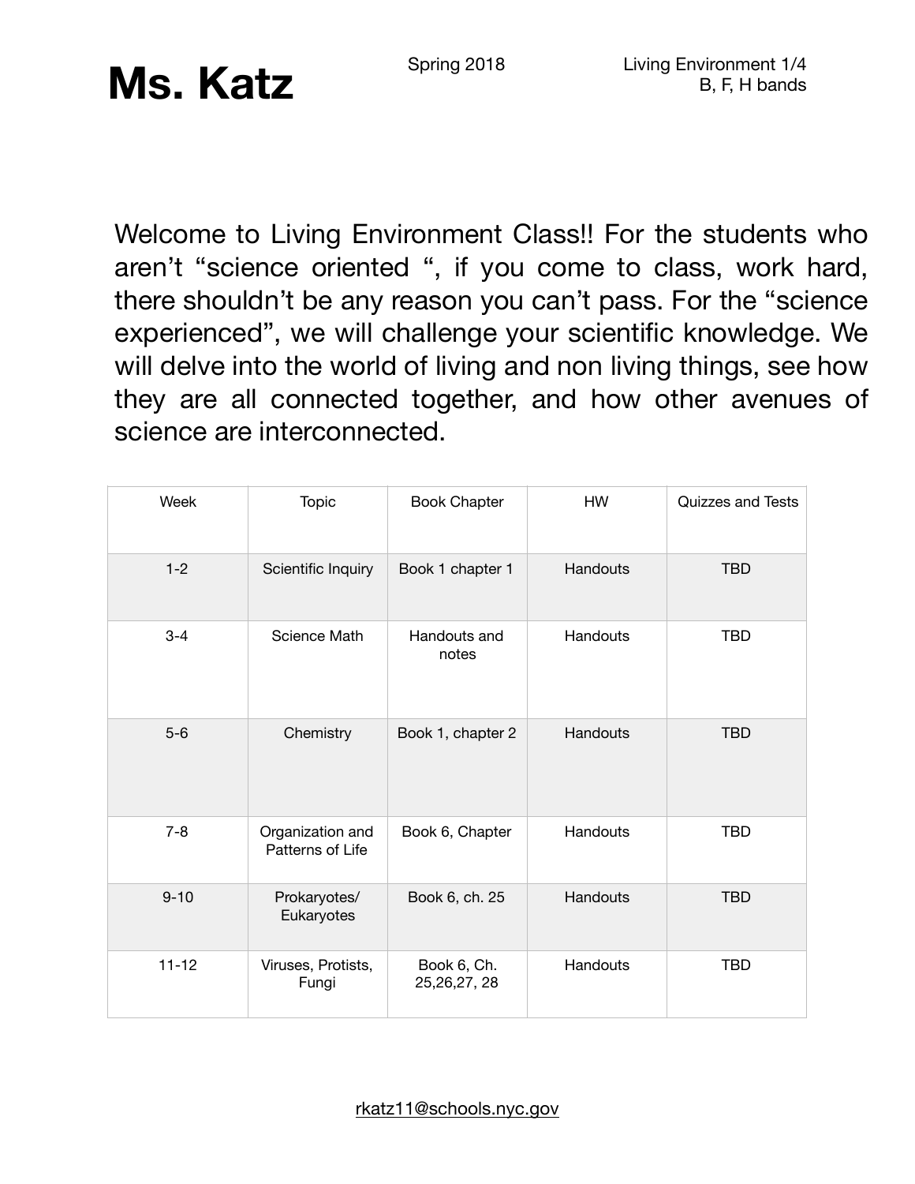# Ms. Katz

Spring 2018

Living Environment 1/4
B, F, H bands

Welcome to Living Environment Class!! For the students who aren't "science oriented ", if you come to class, work hard, there shouldn't be any reason you can't pass. For the "science experienced", we will challenge your scientific knowledge. We will delve into the world of living and non living things, see how they are all connected together, and how other avenues of science are interconnected.

| Week | Topic | Book Chapter | HW | Quizzes and Tests |
|---|---|---|---|---|
| 1-2 | Scientific Inquiry | Book 1 chapter 1 | Handouts | TBD |
| 3-4 | Science Math | Handouts and notes | Handouts | TBD |
| 5-6 | Chemistry | Book 1, chapter 2 | Handouts | TBD |
| 7-8 | Organization and Patterns of Life | Book 6, Chapter | Handouts | TBD |
| 9-10 | Prokaryotes/ Eukaryotes | Book 6, ch. 25 | Handouts | TBD |
| 11-12 | Viruses, Protists, Fungi | Book 6, Ch. 25,26,27, 28 | Handouts | TBD |

rkatz11@schools.nyc.gov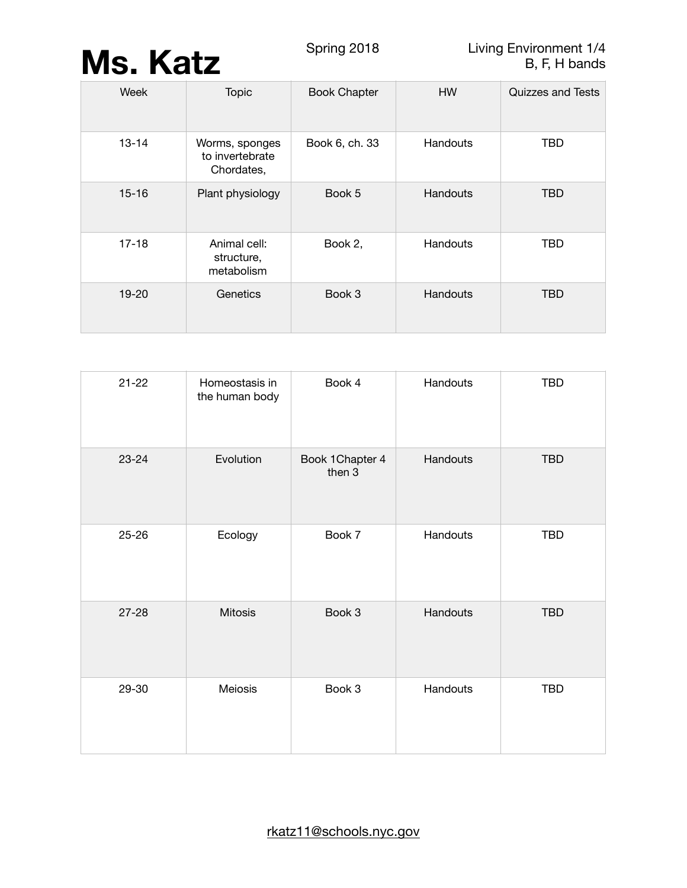# Ms. Katz

Spring 2018

Living Environment 1/4
B, F, H bands

| Week | Topic | Book Chapter | HW | Quizzes and Tests |
|---|---|---|---|---|
| 13-14 | Worms, sponges to invertebrate Chordates, | Book 6, ch. 33 | Handouts | TBD |
| 15-16 | Plant physiology | Book 5 | Handouts | TBD |
| 17-18 | Animal cell: structure, metabolism | Book 2, | Handouts | TBD |
| 19-20 | Genetics | Book 3 | Handouts | TBD |
| 21-22 | Homeostasis in the human body | Book 4 | Handouts | TBD |
| 23-24 | Evolution | Book 1Chapter 4 then 3 | Handouts | TBD |
| 25-26 | Ecology | Book 7 | Handouts | TBD |
| 27-28 | Mitosis | Book 3 | Handouts | TBD |
| 29-30 | Meiosis | Book 3 | Handouts | TBD |

rkatz11@schools.nyc.gov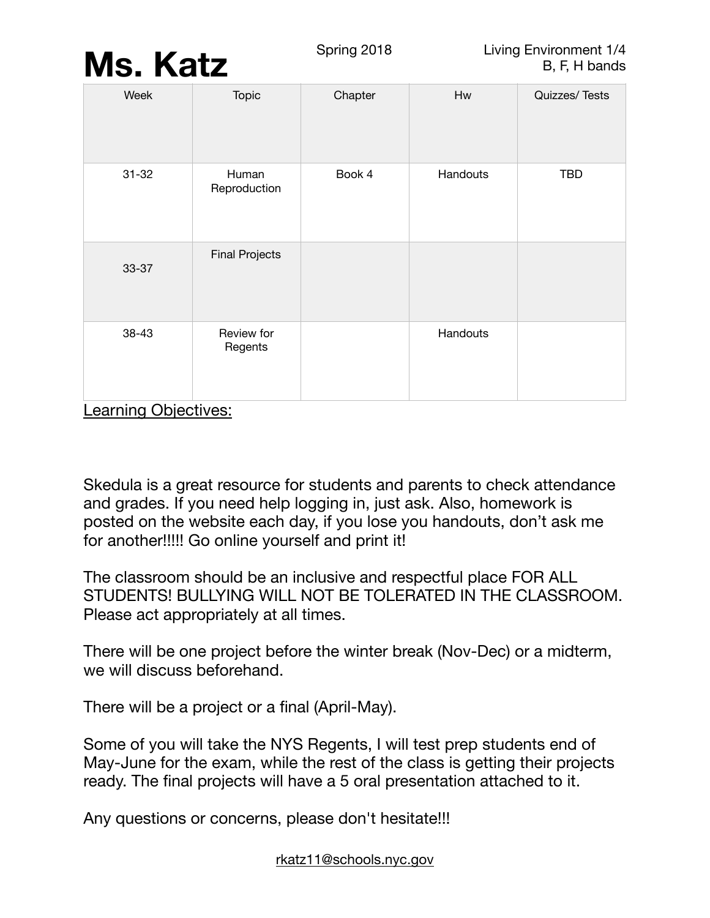# Ms. Katz

Spring 2018

Living Environment 1/4
B, F, H bands

| Week | Topic | Chapter | Hw | Quizzes/ Tests |
|---|---|---|---|---|
| 31-32 | Human Reproduction | Book 4 | Handouts | TBD |
| 33-37 | Final Projects | | | |
| 38-43 | Review for Regents | | Handouts | |

<u>Learning Objectives:</u>

Skedula is a great resource for students and parents to check attendance and grades. If you need help logging in, just ask. Also, homework is posted on the website each day, if you lose you handouts, don't ask me for another!!!!! Go online yourself and print it!

The classroom should be an inclusive and respectful place FOR ALL STUDENTS! BULLYING WILL NOT BE TOLERATED IN THE CLASSROOM. Please act appropriately at all times.

There will be one project before the winter break (Nov-Dec) or a midterm, we will discuss beforehand.

There will be a project or a final (April-May).

Some of you will take the NYS Regents, I will test prep students end of May-June for the exam, while the rest of the class is getting their projects ready. The final projects will have a 5 oral presentation attached to it.

Any questions or concerns, please don't hesitate!!!

rkatz11@schools.nyc.gov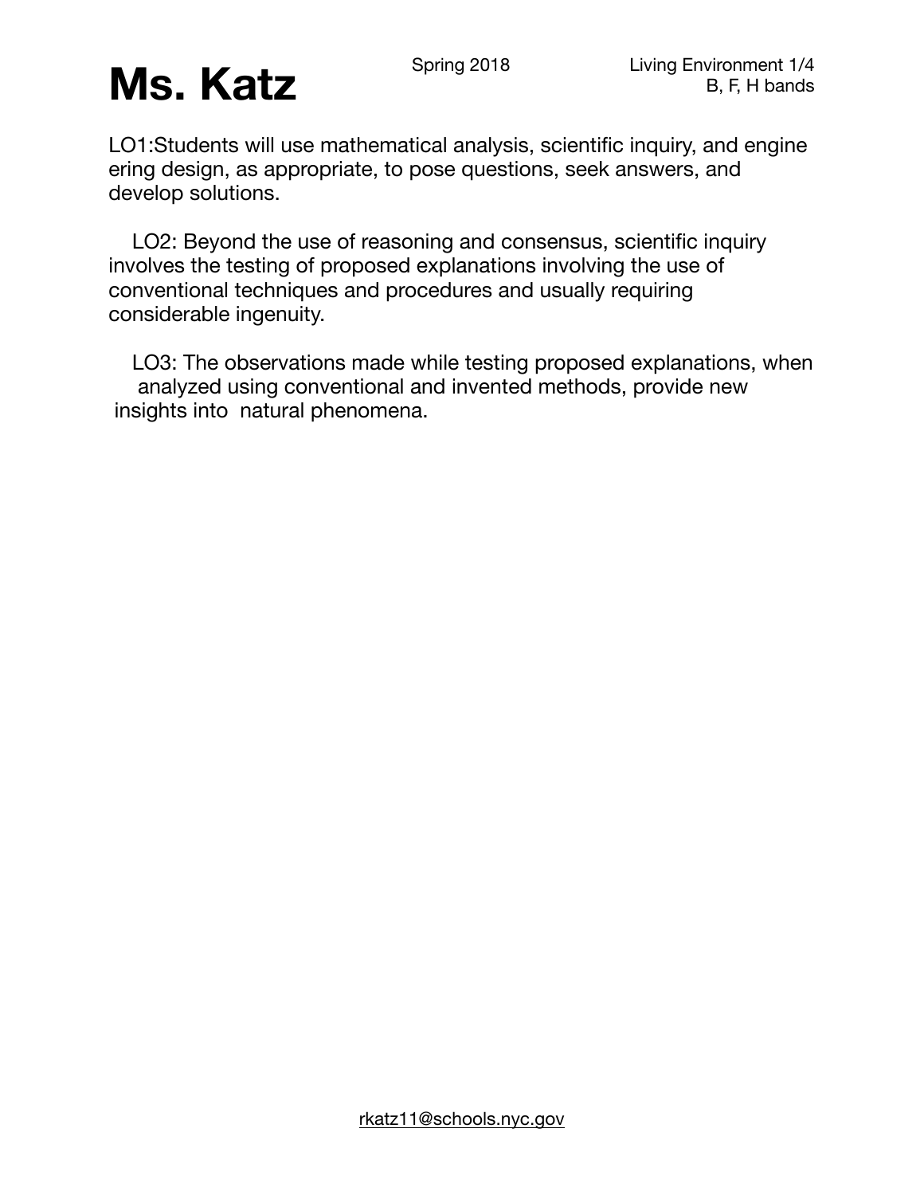LO1:Students will use mathematical analysis, scientific inquiry, and engineering design, as appropriate, to pose questions, seek answers, and develop solutions.

LO2: Beyond the use of reasoning and consensus, scientific inquiry involves the testing of proposed explanations involving the use of conventional techniques and procedures and usually requiring considerable ingenuity.

LO3: The observations made while testing proposed explanations, when analyzed using conventional and invented methods, provide new insights into natural phenomena.